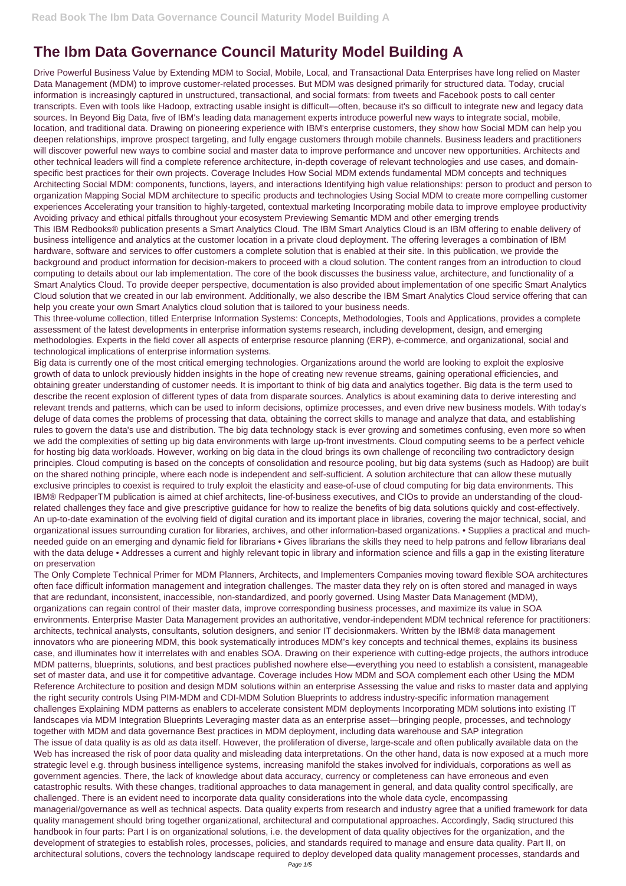# The Ibm Data Governance Council Maturity Model Building A

Drive Powerful Business Value by Extending MDM to Social, Mobile, Local, and Transactional Data Enterprises have long relied on Master Data Management (MDM) to improve customer-related processes. But MDM was designed primarily for structured data. Today, crucial information is increasingly captured in unstructured, transactional, and social formats: from tweets and Facebook posts to call center transcripts. Even with tools like Hadoop, extracting usable insight is difficult—often, because it's so difficult to integrate new and legacy data sources. In Beyond Big Data, five of IBM's leading data management experts introduce powerful new ways to integrate social, mobile, location, and traditional data. Drawing on pioneering experience with IBM's enterprise customers, they show how Social MDM can help you deepen relationships, improve prospect targeting, and fully engage customers through mobile channels. Business leaders and practitioners will discover powerful new ways to combine social and master data to improve performance and uncover new opportunities. Architects and other technical leaders will find a complete reference architecture, in-depth coverage of relevant technologies and use cases, and domain-specific best practices for their own projects. Coverage Includes How Social MDM extends fundamental MDM concepts and techniques Architecting Social MDM: components, functions, layers, and interactions Identifying high value relationships: person to product and person to organization Mapping Social MDM architecture to specific products and technologies Using Social MDM to create more compelling customer experiences Accelerating your transition to highly-targeted, contextual marketing Incorporating mobile data to improve employee productivity Avoiding privacy and ethical pitfalls throughout your ecosystem Previewing Semantic MDM and other emerging trends

This IBM Redbooks® publication presents a Smart Analytics Cloud. The IBM Smart Analytics Cloud is an IBM offering to enable delivery of business intelligence and analytics at the customer location in a private cloud deployment. The offering leverages a combination of IBM hardware, software and services to offer customers a complete solution that is enabled at their site. In this publication, we provide the background and product information for decision-makers to proceed with a cloud solution. The content ranges from an introduction to cloud computing to details about our lab implementation. The core of the book discusses the business value, architecture, and functionality of a Smart Analytics Cloud. To provide deeper perspective, documentation is also provided about implementation of one specific Smart Analytics Cloud solution that we created in our lab environment. Additionally, we also describe the IBM Smart Analytics Cloud service offering that can help you create your own Smart Analytics cloud solution that is tailored to your business needs.

This three-volume collection, titled Enterprise Information Systems: Concepts, Methodologies, Tools and Applications, provides a complete assessment of the latest developments in enterprise information systems research, including development, design, and emerging methodologies. Experts in the field cover all aspects of enterprise resource planning (ERP), e-commerce, and organizational, social and technological implications of enterprise information systems.

Big data is currently one of the most critical emerging technologies. Organizations around the world are looking to exploit the explosive growth of data to unlock previously hidden insights in the hope of creating new revenue streams, gaining operational efficiencies, and obtaining greater understanding of customer needs. It is important to think of big data and analytics together. Big data is the term used to describe the recent explosion of different types of data from disparate sources. Analytics is about examining data to derive interesting and relevant trends and patterns, which can be used to inform decisions, optimize processes, and even drive new business models. With today's deluge of data comes the problems of processing that data, obtaining the correct skills to manage and analyze that data, and establishing rules to govern the data's use and distribution. The big data technology stack is ever growing and sometimes confusing, even more so when we add the complexities of setting up big data environments with large up-front investments. Cloud computing seems to be a perfect vehicle for hosting big data workloads. However, working on big data in the cloud brings its own challenge of reconciling two contradictory design principles. Cloud computing is based on the concepts of consolidation and resource pooling, but big data systems (such as Hadoop) are built on the shared nothing principle, where each node is independent and self-sufficient. A solution architecture that can allow these mutually exclusive principles to coexist is required to truly exploit the elasticity and ease-of-use of cloud computing for big data environments. This IBM® Redpaper™ publication is aimed at chief architects, line-of-business executives, and CIOs to provide an understanding of the cloud-related challenges they face and give prescriptive guidance for how to realize the benefits of big data solutions quickly and cost-effectively.

An up-to-date examination of the evolving field of digital curation and its important place in libraries, covering the major technical, social, and organizational issues surrounding curation for libraries, archives, and other information-based organizations. • Supplies a practical and much-needed guide on an emerging and dynamic field for librarians • Gives librarians the skills they need to help patrons and fellow librarians deal with the data deluge • Addresses a current and highly relevant topic in library and information science and fills a gap in the existing literature on preservation

The Only Complete Technical Primer for MDM Planners, Architects, and Implementers Companies moving toward flexible SOA architectures often face difficult information management and integration challenges. The master data they rely on is often stored and managed in ways that are redundant, inconsistent, inaccessible, non-standardized, and poorly governed. Using Master Data Management (MDM), organizations can regain control of their master data, improve corresponding business processes, and maximize its value in SOA environments. Enterprise Master Data Management provides an authoritative, vendor-independent MDM technical reference for practitioners: architects, technical analysts, consultants, solution designers, and senior IT decisionmakers. Written by the IBM® data management innovators who are pioneering MDM, this book systematically introduces MDM's key concepts and technical themes, explains its business case, and illuminates how it interrelates with and enables SOA. Drawing on their experience with cutting-edge projects, the authors introduce MDM patterns, blueprints, solutions, and best practices published nowhere else—everything you need to establish a consistent, manageable set of master data, and use it for competitive advantage. Coverage includes How MDM and SOA complement each other Using the MDM Reference Architecture to position and design MDM solutions within an enterprise Assessing the value and risks to master data and applying the right security controls Using PIM-MDM and CDI-MDM Solution Blueprints to address industry-specific information management challenges Explaining MDM patterns as enablers to accelerate consistent MDM deployments Incorporating MDM solutions into existing IT landscapes via MDM Integration Blueprints Leveraging master data as an enterprise asset—bringing people, processes, and technology together with MDM and data governance Best practices in MDM deployment, including data warehouse and SAP integration

The issue of data quality is as old as data itself. However, the proliferation of diverse, large-scale and often publically available data on the Web has increased the risk of poor data quality and misleading data interpretations. On the other hand, data is now exposed at a much more strategic level e.g. through business intelligence systems, increasing manifold the stakes involved for individuals, corporations as well as government agencies. There, the lack of knowledge about data accuracy, currency or completeness can have erroneous and even catastrophic results. With these changes, traditional approaches to data management in general, and data quality control specifically, are challenged. There is an evident need to incorporate data quality considerations into the whole data cycle, encompassing managerial/governance as well as technical aspects. Data quality experts from research and industry agree that a unified framework for data quality management should bring together organizational, architectural and computational approaches. Accordingly, Sadiq structured this handbook in four parts: Part I is on organizational solutions, i.e. the development of data quality objectives for the organization, and the development of strategies to establish roles, processes, policies, and standards required to manage and ensure data quality. Part II, on architectural solutions, covers the technology landscape required to deploy developed data quality management processes, standards and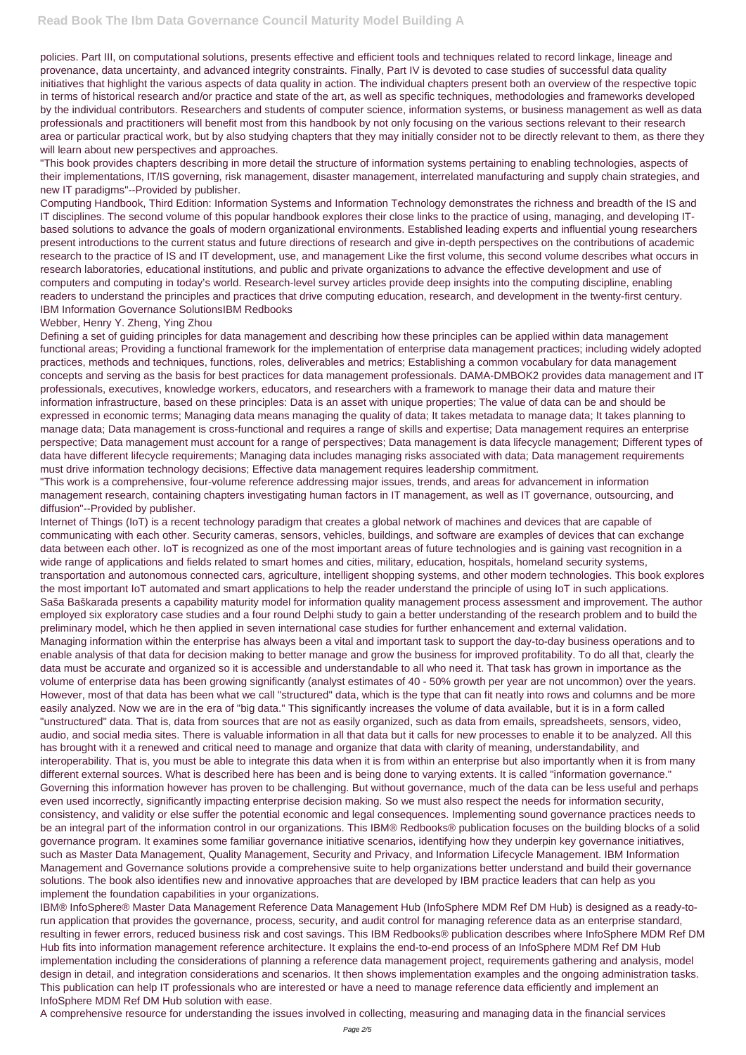policies. Part III, on computational solutions, presents effective and efficient tools and techniques related to record linkage, lineage and provenance, data uncertainty, and advanced integrity constraints. Finally, Part IV is devoted to case studies of successful data quality initiatives that highlight the various aspects of data quality in action. The individual chapters present both an overview of the respective topic in terms of historical research and/or practice and state of the art, as well as specific techniques, methodologies and frameworks developed by the individual contributors. Researchers and students of computer science, information systems, or business management as well as data professionals and practitioners will benefit most from this handbook by not only focusing on the various sections relevant to their research area or particular practical work, but by also studying chapters that they may initially consider not to be directly relevant to them, as there they will learn about new perspectives and approaches.

"This book provides chapters describing in more detail the structure of information systems pertaining to enabling technologies, aspects of their implementations, IT/IS governing, risk management, disaster management, interrelated manufacturing and supply chain strategies, and new IT paradigms"--Provided by publisher.

Computing Handbook, Third Edition: Information Systems and Information Technology demonstrates the richness and breadth of the IS and IT disciplines. The second volume of this popular handbook explores their close links to the practice of using, managing, and developing IT-based solutions to advance the goals of modern organizational environments. Established leading experts and influential young researchers present introductions to the current status and future directions of research and give in-depth perspectives on the contributions of academic research to the practice of IS and IT development, use, and management Like the first volume, this second volume describes what occurs in research laboratories, educational institutions, and public and private organizations to advance the effective development and use of computers and computing in today's world. Research-level survey articles provide deep insights into the computing discipline, enabling readers to understand the principles and practices that drive computing education, research, and development in the twenty-first century.

IBM Information Governance SolutionsIBM Redbooks

Webber, Henry Y. Zheng, Ying Zhou

Defining a set of guiding principles for data management and describing how these principles can be applied within data management functional areas; Providing a functional framework for the implementation of enterprise data management practices; including widely adopted practices, methods and techniques, functions, roles, deliverables and metrics; Establishing a common vocabulary for data management concepts and serving as the basis for best practices for data management professionals. DAMA-DMBOK2 provides data management and IT professionals, executives, knowledge workers, educators, and researchers with a framework to manage their data and mature their information infrastructure, based on these principles: Data is an asset with unique properties; The value of data can be and should be expressed in economic terms; Managing data means managing the quality of data; It takes metadata to manage data; It takes planning to manage data; Data management is cross-functional and requires a range of skills and expertise; Data management requires an enterprise perspective; Data management must account for a range of perspectives; Data management is data lifecycle management; Different types of data have different lifecycle requirements; Managing data includes managing risks associated with data; Data management requirements must drive information technology decisions; Effective data management requires leadership commitment.

"This work is a comprehensive, four-volume reference addressing major issues, trends, and areas for advancement in information management research, containing chapters investigating human factors in IT management, as well as IT governance, outsourcing, and diffusion"--Provided by publisher.

Internet of Things (IoT) is a recent technology paradigm that creates a global network of machines and devices that are capable of communicating with each other. Security cameras, sensors, vehicles, buildings, and software are examples of devices that can exchange data between each other. IoT is recognized as one of the most important areas of future technologies and is gaining vast recognition in a wide range of applications and fields related to smart homes and cities, military, education, hospitals, homeland security systems, transportation and autonomous connected cars, agriculture, intelligent shopping systems, and other modern technologies. This book explores the most important IoT automated and smart applications to help the reader understand the principle of using IoT in such applications.

Saša Baškarada presents a capability maturity model for information quality management process assessment and improvement. The author employed six exploratory case studies and a four round Delphi study to gain a better understanding of the research problem and to build the preliminary model, which he then applied in seven international case studies for further enhancement and external validation.

Managing information within the enterprise has always been a vital and important task to support the day-to-day business operations and to enable analysis of that data for decision making to better manage and grow the business for improved profitability. To do all that, clearly the data must be accurate and organized so it is accessible and understandable to all who need it. That task has grown in importance as the volume of enterprise data has been growing significantly (analyst estimates of 40 - 50% growth per year are not uncommon) over the years. However, most of that data has been what we call "structured" data, which is the type that can fit neatly into rows and columns and be more easily analyzed. Now we are in the era of "big data." This significantly increases the volume of data available, but it is in a form called "unstructured" data. That is, data from sources that are not as easily organized, such as data from emails, spreadsheets, sensors, video, audio, and social media sites. There is valuable information in all that data but it calls for new processes to enable it to be analyzed. All this has brought with it a renewed and critical need to manage and organize that data with clarity of meaning, understandability, and interoperability. That is, you must be able to integrate this data when it is from within an enterprise but also importantly when it is from many different external sources. What is described here has been and is being done to varying extents. It is called "information governance." Governing this information however has proven to be challenging. But without governance, much of the data can be less useful and perhaps even used incorrectly, significantly impacting enterprise decision making. So we must also respect the needs for information security, consistency, and validity or else suffer the potential economic and legal consequences. Implementing sound governance practices needs to be an integral part of the information control in our organizations. This IBM® Redbooks® publication focuses on the building blocks of a solid governance program. It examines some familiar governance initiative scenarios, identifying how they underpin key governance initiatives, such as Master Data Management, Quality Management, Security and Privacy, and Information Lifecycle Management. IBM Information Management and Governance solutions provide a comprehensive suite to help organizations better understand and build their governance solutions. The book also identifies new and innovative approaches that are developed by IBM practice leaders that can help as you implement the foundation capabilities in your organizations.

IBM® InfoSphere® Master Data Management Reference Data Management Hub (InfoSphere MDM Ref DM Hub) is designed as a ready-to-run application that provides the governance, process, security, and audit control for managing reference data as an enterprise standard, resulting in fewer errors, reduced business risk and cost savings. This IBM Redbooks® publication describes where InfoSphere MDM Ref DM Hub fits into information management reference architecture. It explains the end-to-end process of an InfoSphere MDM Ref DM Hub implementation including the considerations of planning a reference data management project, requirements gathering and analysis, model design in detail, and integration considerations and scenarios. It then shows implementation examples and the ongoing administration tasks. This publication can help IT professionals who are interested or have a need to manage reference data efficiently and implement an InfoSphere MDM Ref DM Hub solution with ease.

A comprehensive resource for understanding the issues involved in collecting, measuring and managing data in the financial services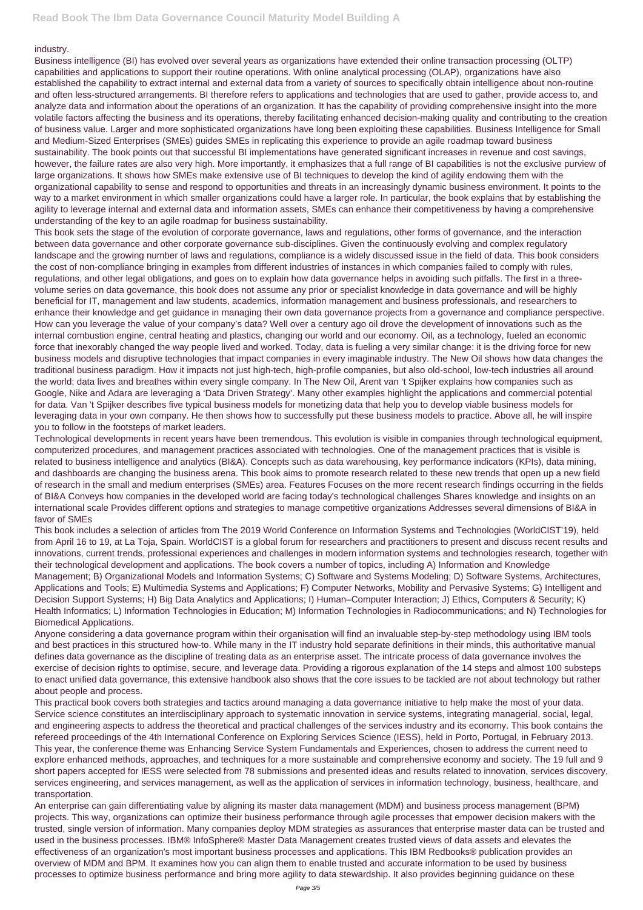industry.

Business intelligence (BI) has evolved over several years as organizations have extended their online transaction processing (OLTP) capabilities and applications to support their routine operations. With online analytical processing (OLAP), organizations have also established the capability to extract internal and external data from a variety of sources to specifically obtain intelligence about non-routine and often less-structured arrangements. BI therefore refers to applications and technologies that are used to gather, provide access to, and analyze data and information about the operations of an organization. It has the capability of providing comprehensive insight into the more volatile factors affecting the business and its operations, thereby facilitating enhanced decision-making quality and contributing to the creation of business value. Larger and more sophisticated organizations have long been exploiting these capabilities. Business Intelligence for Small and Medium-Sized Enterprises (SMEs) guides SMEs in replicating this experience to provide an agile roadmap toward business sustainability. The book points out that successful BI implementations have generated significant increases in revenue and cost savings, however, the failure rates are also very high. More importantly, it emphasizes that a full range of BI capabilities is not the exclusive purview of large organizations. It shows how SMEs make extensive use of BI techniques to develop the kind of agility endowing them with the organizational capability to sense and respond to opportunities and threats in an increasingly dynamic business environment. It points to the way to a market environment in which smaller organizations could have a larger role. In particular, the book explains that by establishing the agility to leverage internal and external data and information assets, SMEs can enhance their competitiveness by having a comprehensive understanding of the key to an agile roadmap for business sustainability.

This book sets the stage of the evolution of corporate governance, laws and regulations, other forms of governance, and the interaction between data governance and other corporate governance sub-disciplines. Given the continuously evolving and complex regulatory landscape and the growing number of laws and regulations, compliance is a widely discussed issue in the field of data. This book considers the cost of non-compliance bringing in examples from different industries of instances in which companies failed to comply with rules, regulations, and other legal obligations, and goes on to explain how data governance helps in avoiding such pitfalls. The first in a three-volume series on data governance, this book does not assume any prior or specialist knowledge in data governance and will be highly beneficial for IT, management and law students, academics, information management and business professionals, and researchers to enhance their knowledge and get guidance in managing their own data governance projects from a governance and compliance perspective.

How can you leverage the value of your company's data? Well over a century ago oil drove the development of innovations such as the internal combustion engine, central heating and plastics, changing our world and our economy. Oil, as a technology, fueled an economic force that inexorably changed the way people lived and worked. Today, data is fueling a very similar change: it is the driving force for new business models and disruptive technologies that impact companies in every imaginable industry. The New Oil shows how data changes the traditional business paradigm. How it impacts not just high-tech, high-profile companies, but also old-school, low-tech industries all around the world; data lives and breathes within every single company. In The New Oil, Arent van 't Spijker explains how companies such as Google, Nike and Adara are leveraging a 'Data Driven Strategy'. Many other examples highlight the applications and commercial potential for data. Van 't Spijker describes five typical business models for monetizing data that help you to develop viable business models for leveraging data in your own company. He then shows how to successfully put these business models to practice. Above all, he will inspire you to follow in the footsteps of market leaders.

Technological developments in recent years have been tremendous. This evolution is visible in companies through technological equipment, computerized procedures, and management practices associated with technologies. One of the management practices that is visible is related to business intelligence and analytics (BI&A). Concepts such as data warehousing, key performance indicators (KPIs), data mining, and dashboards are changing the business arena. This book aims to promote research related to these new trends that open up a new field of research in the small and medium enterprises (SMEs) area. Features Focuses on the more recent research findings occurring in the fields of BI&A Conveys how companies in the developed world are facing today's technological challenges Shares knowledge and insights on an international scale Provides different options and strategies to manage competitive organizations Addresses several dimensions of BI&A in favor of SMEs

This book includes a selection of articles from The 2019 World Conference on Information Systems and Technologies (WorldCIST'19), held from April 16 to 19, at La Toja, Spain. WorldCIST is a global forum for researchers and practitioners to present and discuss recent results and innovations, current trends, professional experiences and challenges in modern information systems and technologies research, together with their technological development and applications. The book covers a number of topics, including A) Information and Knowledge Management; B) Organizational Models and Information Systems; C) Software and Systems Modeling; D) Software Systems, Architectures, Applications and Tools; E) Multimedia Systems and Applications; F) Computer Networks, Mobility and Pervasive Systems; G) Intelligent and Decision Support Systems; H) Big Data Analytics and Applications; I) Human–Computer Interaction; J) Ethics, Computers & Security; K) Health Informatics; L) Information Technologies in Education; M) Information Technologies in Radiocommunications; and N) Technologies for Biomedical Applications.

Anyone considering a data governance program within their organisation will find an invaluable step-by-step methodology using IBM tools and best practices in this structured how-to. While many in the IT industry hold separate definitions in their minds, this authoritative manual defines data governance as the discipline of treating data as an enterprise asset. The intricate process of data governance involves the exercise of decision rights to optimise, secure, and leverage data. Providing a rigorous explanation of the 14 steps and almost 100 substeps to enact unified data governance, this extensive handbook also shows that the core issues to be tackled are not about technology but rather about people and process.

This practical book covers both strategies and tactics around managing a data governance initiative to help make the most of your data.

Service science constitutes an interdisciplinary approach to systematic innovation in service systems, integrating managerial, social, legal, and engineering aspects to address the theoretical and practical challenges of the services industry and its economy. This book contains the refereed proceedings of the 4th International Conference on Exploring Services Science (IESS), held in Porto, Portugal, in February 2013. This year, the conference theme was Enhancing Service System Fundamentals and Experiences, chosen to address the current need to explore enhanced methods, approaches, and techniques for a more sustainable and comprehensive economy and society. The 19 full and 9 short papers accepted for IESS were selected from 78 submissions and presented ideas and results related to innovation, services discovery, services engineering, and services management, as well as the application of services in information technology, business, healthcare, and transportation.

An enterprise can gain differentiating value by aligning its master data management (MDM) and business process management (BPM) projects. This way, organizations can optimize their business performance through agile processes that empower decision makers with the trusted, single version of information. Many companies deploy MDM strategies as assurances that enterprise master data can be trusted and used in the business processes. IBM® InfoSphere® Master Data Management creates trusted views of data assets and elevates the effectiveness of an organization's most important business processes and applications. This IBM Redbooks® publication provides an overview of MDM and BPM. It examines how you can align them to enable trusted and accurate information to be used by business processes to optimize business performance and bring more agility to data stewardship. It also provides beginning guidance on these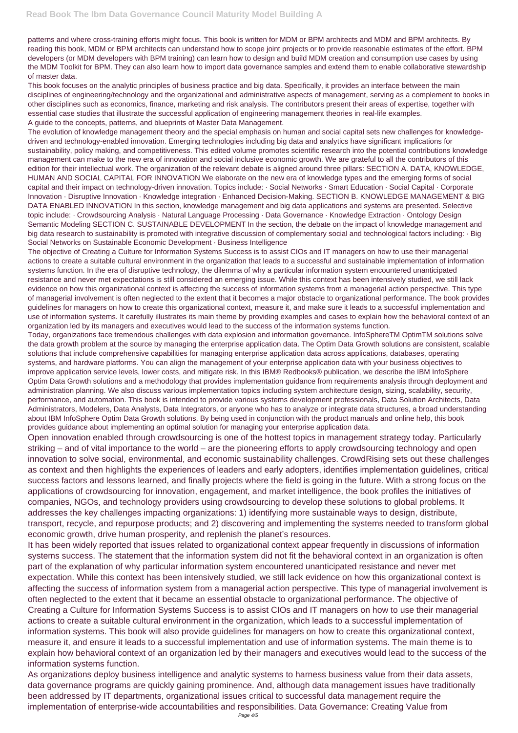patterns and where cross-training efforts might focus. This book is written for MDM or BPM architects and MDM and BPM architects. By reading this book, MDM or BPM architects can understand how to scope joint projects or to provide reasonable estimates of the effort. BPM developers (or MDM developers with BPM training) can learn how to design and build MDM creation and consumption use cases by using the MDM Toolkit for BPM. They can also learn how to import data governance samples and extend them to enable collaborative stewardship of master data.

This book focuses on the analytic principles of business practice and big data. Specifically, it provides an interface between the main disciplines of engineering/technology and the organizational and administrative aspects of management, serving as a complement to books in other disciplines such as economics, finance, marketing and risk analysis. The contributors present their areas of expertise, together with essential case studies that illustrate the successful application of engineering management theories in real-life examples.

A guide to the concepts, patterns, and blueprints of Master Data Management.

The evolution of knowledge management theory and the special emphasis on human and social capital sets new challenges for knowledge-driven and technology-enabled innovation. Emerging technologies including big data and analytics have significant implications for sustainability, policy making, and competitiveness. This edited volume promotes scientific research into the potential contributions knowledge management can make to the new era of innovation and social inclusive economic growth. We are grateful to all the contributors of this edition for their intellectual work. The organization of the relevant debate is aligned around three pillars: SECTION A. DATA, KNOWLEDGE, HUMAN AND SOCIAL CAPITAL FOR INNOVATION We elaborate on the new era of knowledge types and the emerging forms of social capital and their impact on technology-driven innovation. Topics include: · Social Networks · Smart Education · Social Capital · Corporate Innovation · Disruptive Innovation · Knowledge integration · Enhanced Decision-Making. SECTION B. KNOWLEDGE MANAGEMENT & BIG DATA ENABLED INNOVATION In this section, knowledge management and big data applications and systems are presented. Selective topic include: · Crowdsourcing Analysis · Natural Language Processing · Data Governance · Knowledge Extraction · Ontology Design Semantic Modeling SECTION C. SUSTAINABLE DEVELOPMENT In the section, the debate on the impact of knowledge management and big data research to sustainability is promoted with integrative discussion of complementary social and technological factors including: · Big Social Networks on Sustainable Economic Development · Business Intelligence

The objective of Creating a Culture for Information Systems Success is to assist CIOs and IT managers on how to use their managerial actions to create a suitable cultural environment in the organization that leads to a successful and sustainable implementation of information systems function. In the era of disruptive technology, the dilemma of why a particular information system encountered unanticipated resistance and never met expectations is still considered an emerging issue. While this context has been intensively studied, we still lack evidence on how this organizational context is affecting the success of information systems from a managerial action perspective. This type of managerial involvement is often neglected to the extent that it becomes a major obstacle to organizational performance. The book provides guidelines for managers on how to create this organizational context, measure it, and make sure it leads to a successful implementation and use of information systems. It carefully illustrates its main theme by providing examples and cases to explain how the behavioral context of an organization led by its managers and executives would lead to the success of the information systems function.

Today, organizations face tremendous challenges with data explosion and information governance. InfoSphereTM OptimTM solutions solve the data growth problem at the source by managing the enterprise application data. The Optim Data Growth solutions are consistent, scalable solutions that include comprehensive capabilities for managing enterprise application data across applications, databases, operating systems, and hardware platforms. You can align the management of your enterprise application data with your business objectives to improve application service levels, lower costs, and mitigate risk. In this IBM® Redbooks® publication, we describe the IBM InfoSphere Optim Data Growth solutions and a methodology that provides implementation guidance from requirements analysis through deployment and administration planning. We also discuss various implementation topics including system architecture design, sizing, scalability, security, performance, and automation. This book is intended to provide various systems development professionals, Data Solution Architects, Data Administrators, Modelers, Data Analysts, Data Integrators, or anyone who has to analyze or integrate data structures, a broad understanding about IBM InfoSphere Optim Data Growth solutions. By being used in conjunction with the product manuals and online help, this book provides guidance about implementing an optimal solution for managing your enterprise application data.

Open innovation enabled through crowdsourcing is one of the hottest topics in management strategy today. Particularly striking – and of vital importance to the world – are the pioneering efforts to apply crowdsourcing technology and open innovation to solve social, environmental, and economic sustainability challenges. CrowdRising sets out these challenges as context and then highlights the experiences of leaders and early adopters, identifies implementation guidelines, critical success factors and lessons learned, and finally projects where the field is going in the future. With a strong focus on the applications of crowdsourcing for innovation, engagement, and market intelligence, the book profiles the initiatives of companies, NGOs, and technology providers using crowdsourcing to develop these solutions to global problems. It addresses the key challenges impacting organizations: 1) identifying more sustainable ways to design, distribute, transport, recycle, and repurpose products; and 2) discovering and implementing the systems needed to transform global economic growth, drive human prosperity, and replenish the planet's resources.

It has been widely reported that issues related to organizational context appear frequently in discussions of information systems success. The statement that the information system did not fit the behavioral context in an organization is often part of the explanation of why particular information system encountered unanticipated resistance and never met expectation. While this context has been intensively studied, we still lack evidence on how this organizational context is affecting the success of information system from a managerial action perspective. This type of managerial involvement is often neglected to the extent that it became an essential obstacle to organizational performance. The objective of Creating a Culture for Information Systems Success is to assist CIOs and IT managers on how to use their managerial actions to create a suitable cultural environment in the organization, which leads to a successful implementation of information systems. This book will also provide guidelines for managers on how to create this organizational context, measure it, and ensure it leads to a successful implementation and use of information systems. The main theme is to explain how behavioral context of an organization led by their managers and executives would lead to the success of the information systems function.

As organizations deploy business intelligence and analytic systems to harness business value from their data assets, data governance programs are quickly gaining prominence. And, although data management issues have traditionally been addressed by IT departments, organizational issues critical to successful data management require the implementation of enterprise-wide accountabilities and responsibilities. Data Governance: Creating Value from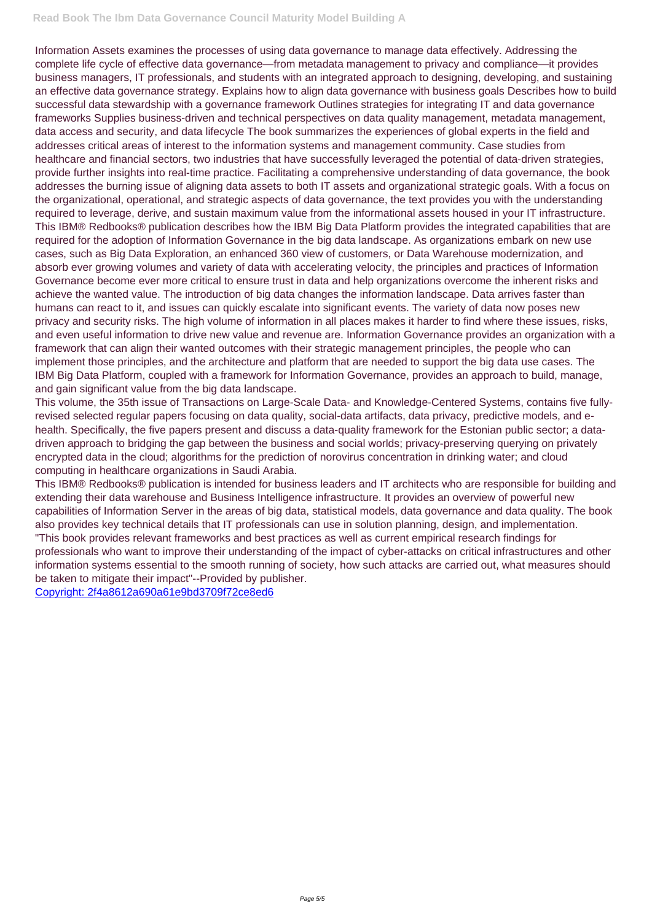Information Assets examines the processes of using data governance to manage data effectively. Addressing the complete life cycle of effective data governance—from metadata management to privacy and compliance—it provides business managers, IT professionals, and students with an integrated approach to designing, developing, and sustaining an effective data governance strategy. Explains how to align data governance with business goals Describes how to build successful data stewardship with a governance framework Outlines strategies for integrating IT and data governance frameworks Supplies business-driven and technical perspectives on data quality management, metadata management, data access and security, and data lifecycle The book summarizes the experiences of global experts in the field and addresses critical areas of interest to the information systems and management community. Case studies from healthcare and financial sectors, two industries that have successfully leveraged the potential of data-driven strategies, provide further insights into real-time practice. Facilitating a comprehensive understanding of data governance, the book addresses the burning issue of aligning data assets to both IT assets and organizational strategic goals. With a focus on the organizational, operational, and strategic aspects of data governance, the text provides you with the understanding required to leverage, derive, and sustain maximum value from the informational assets housed in your IT infrastructure. This IBM® Redbooks® publication describes how the IBM Big Data Platform provides the integrated capabilities that are required for the adoption of Information Governance in the big data landscape. As organizations embark on new use cases, such as Big Data Exploration, an enhanced 360 view of customers, or Data Warehouse modernization, and absorb ever growing volumes and variety of data with accelerating velocity, the principles and practices of Information Governance become ever more critical to ensure trust in data and help organizations overcome the inherent risks and achieve the wanted value. The introduction of big data changes the information landscape. Data arrives faster than humans can react to it, and issues can quickly escalate into significant events. The variety of data now poses new privacy and security risks. The high volume of information in all places makes it harder to find where these issues, risks, and even useful information to drive new value and revenue are. Information Governance provides an organization with a framework that can align their wanted outcomes with their strategic management principles, the people who can implement those principles, and the architecture and platform that are needed to support the big data use cases. The IBM Big Data Platform, coupled with a framework for Information Governance, provides an approach to build, manage, and gain significant value from the big data landscape.

This volume, the 35th issue of Transactions on Large-Scale Data- and Knowledge-Centered Systems, contains five fully-revised selected regular papers focusing on data quality, social-data artifacts, data privacy, predictive models, and e-health. Specifically, the five papers present and discuss a data-quality framework for the Estonian public sector; a data-driven approach to bridging the gap between the business and social worlds; privacy-preserving querying on privately encrypted data in the cloud; algorithms for the prediction of norovirus concentration in drinking water; and cloud computing in healthcare organizations in Saudi Arabia.

This IBM® Redbooks® publication is intended for business leaders and IT architects who are responsible for building and extending their data warehouse and Business Intelligence infrastructure. It provides an overview of powerful new capabilities of Information Server in the areas of big data, statistical models, data governance and data quality. The book also provides key technical details that IT professionals can use in solution planning, design, and implementation.

"This book provides relevant frameworks and best practices as well as current empirical research findings for professionals who want to improve their understanding of the impact of cyber-attacks on critical infrastructures and other information systems essential to the smooth running of society, how such attacks are carried out, what measures should be taken to mitigate their impact"--Provided by publisher.

Copyright: 2f4a8612a690a61e9bd3709f72ce8ed6